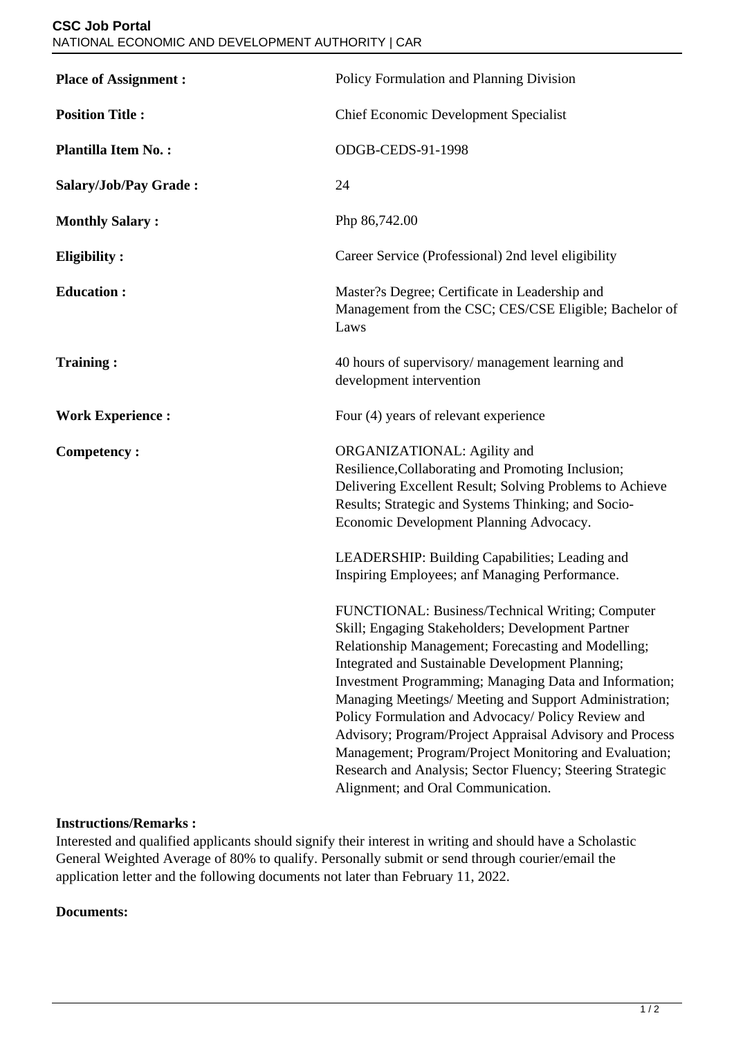**CSC Job Portal**
NATIONAL ECONOMIC AND DEVELOPMENT AUTHORITY | CAR

| | |
|---|---|
| **Place of Assignment :** | Policy Formulation and Planning Division |
| **Position Title :** | Chief Economic Development Specialist |
| **Plantilla Item No. :** | ODGB-CEDS-91-1998 |
| **Salary/Job/Pay Grade :** | 24 |
| **Monthly Salary :** | Php 86,742.00 |
| **Eligibility :** | Career Service (Professional) 2nd level eligibility |
| **Education :** | Master?s Degree; Certificate in Leadership and Management from the CSC; CES/CSE Eligible; Bachelor of Laws |
| **Training :** | 40 hours of supervisory/ management learning and development intervention |
| **Work Experience :** | Four (4) years of relevant experience |
| **Competency :** | ORGANIZATIONAL: Agility and Resilience,Collaborating and Promoting Inclusion; Delivering Excellent Result; Solving Problems to Achieve Results; Strategic and Systems Thinking; and Socio-Economic Development Planning Advocacy.<br><br>LEADERSHIP: Building Capabilities; Leading and Inspiring Employees; anf Managing Performance.<br><br>FUNCTIONAL: Business/Technical Writing; Computer Skill; Engaging Stakeholders; Development Partner Relationship Management; Forecasting and Modelling; Integrated and Sustainable Development Planning; Investment Programming; Managing Data and Information; Managing Meetings/ Meeting and Support Administration; Policy Formulation and Advocacy/ Policy Review and Advisory; Program/Project Appraisal Advisory and Process Management; Program/Project Monitoring and Evaluation; Research and Analysis; Sector Fluency; Steering Strategic Alignment; and Oral Communication. |

**Instructions/Remarks :**
Interested and qualified applicants should signify their interest in writing and should have a Scholastic General Weighted Average of 80% to qualify. Personally submit or send through courier/email the application letter and the following documents not later than February 11, 2022.

**Documents:**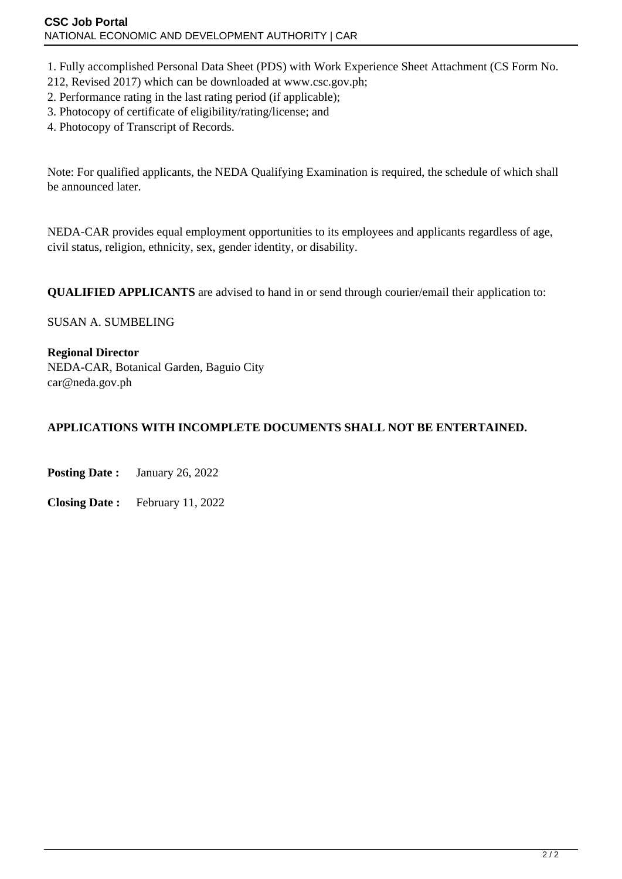1. Fully accomplished Personal Data Sheet (PDS) with Work Experience Sheet Attachment (CS Form No. 212, Revised 2017) which can be downloaded at www.csc.gov.ph;
2. Performance rating in the last rating period (if applicable);
3. Photocopy of certificate of eligibility/rating/license; and
4. Photocopy of Transcript of Records.

Note: For qualified applicants, the NEDA Qualifying Examination is required, the schedule of which shall be announced later.

NEDA-CAR provides equal employment opportunities to its employees and applicants regardless of age, civil status, religion, ethnicity, sex, gender identity, or disability.

**QUALIFIED APPLICANTS** are advised to hand in or send through courier/email their application to:

SUSAN A. SUMBELING

**Regional Director**
NEDA-CAR, Botanical Garden, Baguio City
car@neda.gov.ph

**APPLICATIONS WITH INCOMPLETE DOCUMENTS SHALL NOT BE ENTERTAINED.**

**Posting Date :** January 26, 2022

**Closing Date :** February 11, 2022